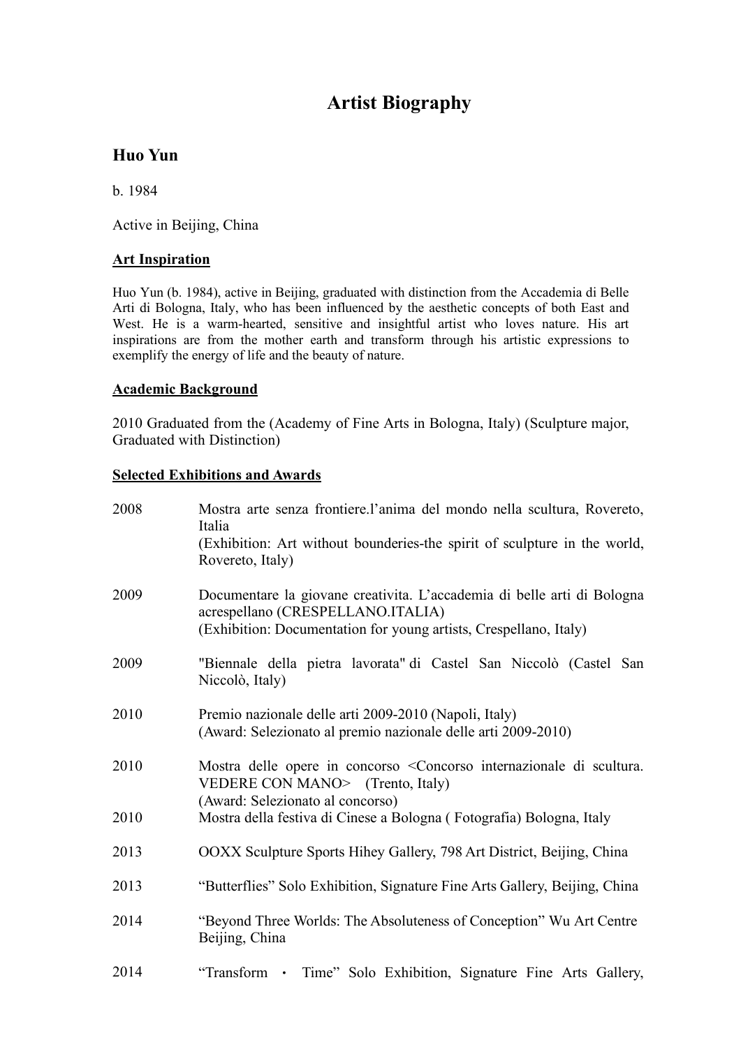# Artist Biography

## Huo Yun

b. 1984

Active in Beijing, China

**Art Inspiration**

Huo Yun (b. 1984), active in Beijing, graduated with distinction from the Accademia di Belle Arti di Bologna, Italy, who has been influenced by the aesthetic concepts of both East and West. He is a warm-hearted, sensitive and insightful artist who loves nature. His art inspirations are from the mother earth and transform through his artistic expressions to exemplify the energy of life and the beauty of nature.

**Academic Background**

2010 Graduated from the (Academy of Fine Arts in Bologna, Italy) (Sculpture major, Graduated with Distinction)

**Selected Exhibitions and Awards**

2008 Mostra arte senza frontiere.l'anima del mondo nella scultura, Rovereto, Italia
(Exhibition: Art without bounderies-the spirit of sculpture in the world, Rovereto, Italy)

2009 Documentare la giovane creativita. L'accademia di belle arti di Bologna acrespellano (CRESPELLANO.ITALIA)
(Exhibition: Documentation for young artists, Crespellano, Italy)

2009 "Biennale della pietra lavorata" di Castel San Niccolò (Castel San Niccolò, Italy)

2010 Premio nazionale delle arti 2009-2010 (Napoli, Italy)
(Award: Selezionato al premio nazionale delle arti 2009-2010)

2010 Mostra delle opere in concorso <Concorso internazionale di scultura. VEDERE CON MANO> (Trento, Italy)
(Award: Selezionato al concorso)

2010 Mostra della festiva di Cinese a Bologna ( Fotografia) Bologna, Italy

2013 OOXX Sculpture Sports Hihey Gallery, 798 Art District, Beijing, China

2013 "Butterflies" Solo Exhibition, Signature Fine Arts Gallery, Beijing, China

2014 "Beyond Three Worlds: The Absoluteness of Conception" Wu Art Centre Beijing, China

2014 "Transform ・ Time" Solo Exhibition, Signature Fine Arts Gallery,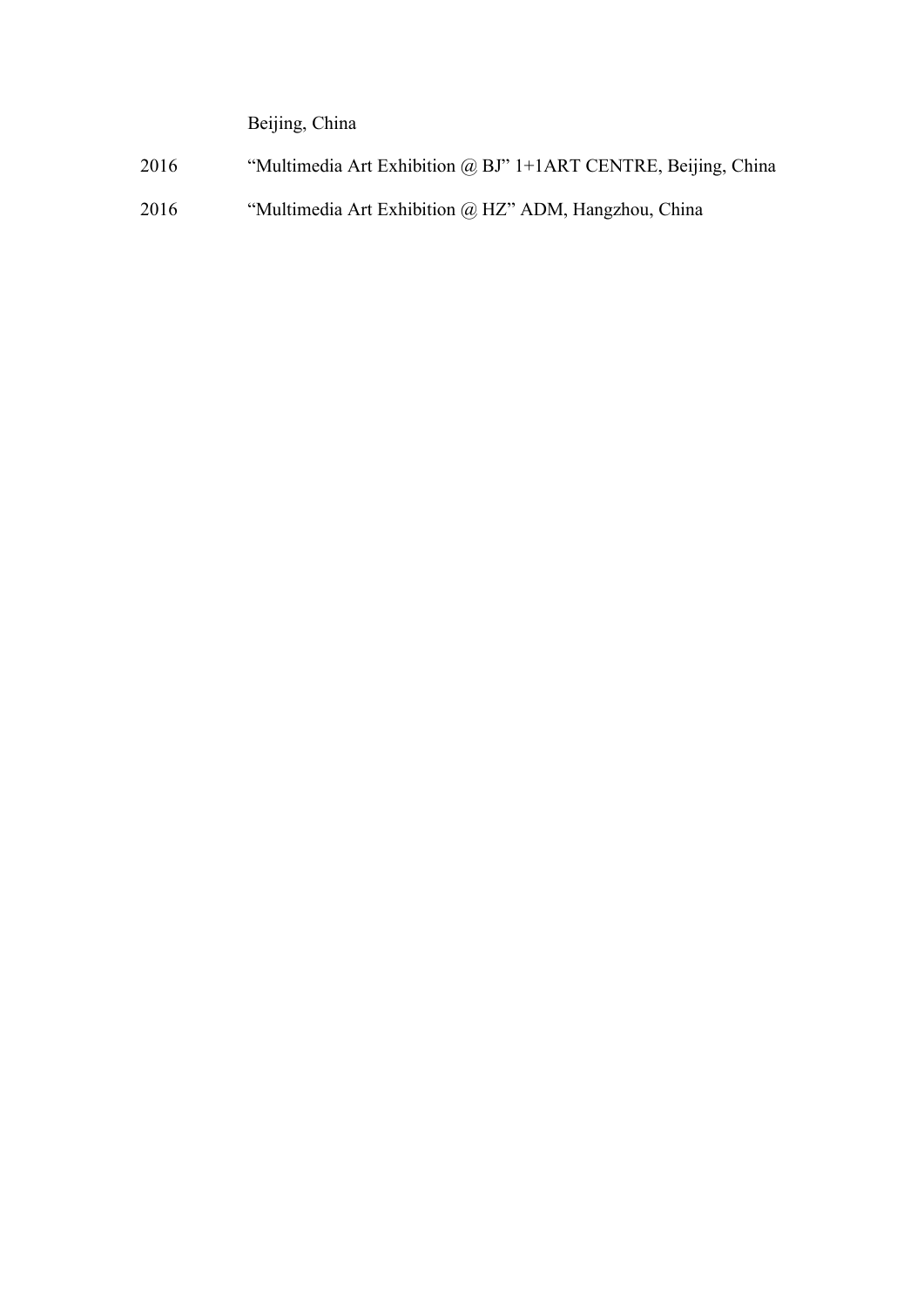Beijing, China

2016 "Multimedia Art Exhibition @ BJ" 1+1ART CENTRE, Beijing, China

2016 "Multimedia Art Exhibition @ HZ" ADM, Hangzhou, China